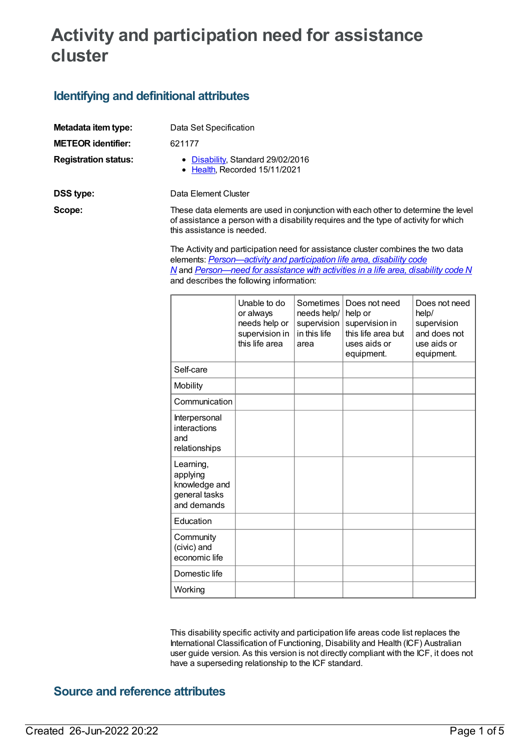# Activity and participation need for assistance cluster

## Identifying and definitional attributes

**Metadata item type:** Data Set Specification

**METEOR identifier:** 621177

**Registration status:**

- Disability, Standard 29/02/2016
- Health, Recorded 15/11/2021

**DSS type:** Data Element Cluster

**Scope:** These data elements are used in conjunction with each other to determine the level of assistance a person with a disability requires and the type of activity for which this assistance is needed.

The Activity and participation need for assistance cluster combines the two data elements: *Person—activity and participation life area, disability code N* and *Person—need for assistance with activities in a life area, disability code N* and describes the following information:

| | Unable to do or always needs help or supervision in this life area | Sometimes needs help/ supervision in this life area | Does not need help or supervision in this life area but uses aids or equipment. | Does not need help/ supervision and does not use aids or equipment. |
|---|---|---|---|---|
| Self-care | | | | |
| Mobility | | | | |
| Communication | | | | |
| Interpersonal interactions and relationships | | | | |
| Learning, applying knowledge and general tasks and demands | | | | |
| Education | | | | |
| Community (civic) and economic life | | | | |
| Domestic life | | | | |
| Working | | | | |

This disability specific activity and participation life areas code list replaces the International Classification of Functioning, Disability and Health (ICF) Australian user guide version. As this version is not directly compliant with the ICF, it does not have a superseding relationship to the ICF standard.

## Source and reference attributes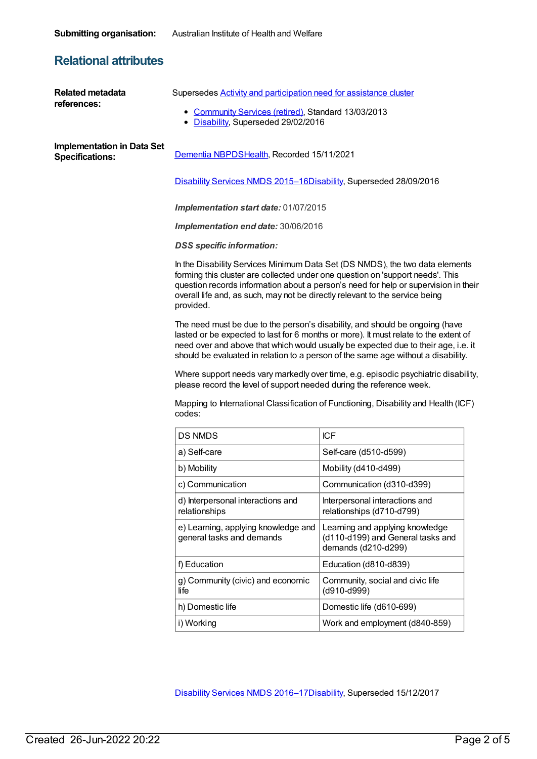**Submitting organisation:** Australian Institute of Health and Welfare

## Relational attributes

**Related metadata references:**

Supersedes Activity and participation need for assistance cluster

- Community Services (retired), Standard 13/03/2013
- Disability, Superseded 29/02/2016

**Implementation in Data Set Specifications:**

Dementia NBPDSHealth, Recorded 15/11/2021

Disability Services NMDS 2015–16Disability, Superseded 28/09/2016

***Implementation start date:*** 01/07/2015

***Implementation end date:*** 30/06/2016

***DSS specific information:***

In the Disability Services Minimum Data Set (DS NMDS), the two data elements forming this cluster are collected under one question on 'support needs'. This question records information about a person's need for help or supervision in their overall life and, as such, may not be directly relevant to the service being provided.

The need must be due to the person's disability, and should be ongoing (have lasted or be expected to last for 6 months or more). It must relate to the extent of need over and above that which would usually be expected due to their age, i.e. it should be evaluated in relation to a person of the same age without a disability.

Where support needs vary markedly over time, e.g. episodic psychiatric disability, please record the level of support needed during the reference week.

Mapping to International Classification of Functioning, Disability and Health (ICF) codes:

| DS NMDS | ICF |
|---|---|
| a) Self-care | Self-care (d510-d599) |
| b) Mobility | Mobility (d410-d499) |
| c) Communication | Communication (d310-d399) |
| d) Interpersonal interactions and relationships | Interpersonal interactions and relationships (d710-d799) |
| e) Learning, applying knowledge and general tasks and demands | Learning and applying knowledge (d110-d199) and General tasks and demands (d210-d299) |
| f) Education | Education (d810-d839) |
| g) Community (civic) and economic life | Community, social and civic life (d910-d999) |
| h) Domestic life | Domestic life (d610-699) |
| i) Working | Work and employment (d840-859) |

Disability Services NMDS 2016–17Disability, Superseded 15/12/2017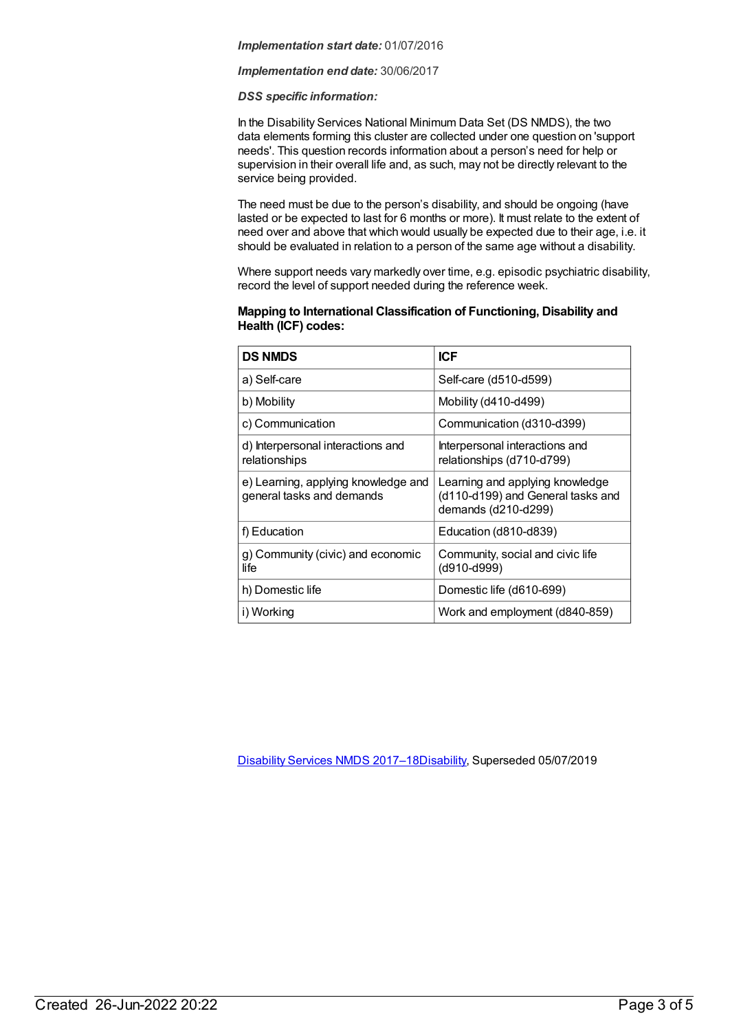***Implementation start date:*** 01/07/2016

***Implementation end date:*** 30/06/2017

***DSS specific information:***

In the Disability Services National Minimum Data Set (DS NMDS), the two data elements forming this cluster are collected under one question on 'support needs'. This question records information about a person's need for help or supervision in their overall life and, as such, may not be directly relevant to the service being provided.

The need must be due to the person's disability, and should be ongoing (have lasted or be expected to last for 6 months or more). It must relate to the extent of need over and above that which would usually be expected due to their age, i.e. it should be evaluated in relation to a person of the same age without a disability.

Where support needs vary markedly over time, e.g. episodic psychiatric disability, record the level of support needed during the reference week.

**Mapping to International Classification of Functioning, Disability and Health (ICF) codes:**

| DS NMDS | ICF |
| --- | --- |
| a) Self-care | Self-care (d510-d599) |
| b) Mobility | Mobility (d410-d499) |
| c) Communication | Communication (d310-d399) |
| d) Interpersonal interactions and relationships | Interpersonal interactions and relationships (d710-d799) |
| e) Learning, applying knowledge and general tasks and demands | Learning and applying knowledge (d110-d199) and General tasks and demands (d210-d299) |
| f) Education | Education (d810-d839) |
| g) Community (civic) and economic life | Community, social and civic life (d910-d999) |
| h) Domestic life | Domestic life (d610-699) |
| i) Working | Work and employment (d840-859) |

Disability Services NMDS 2017–18Disability, Superseded 05/07/2019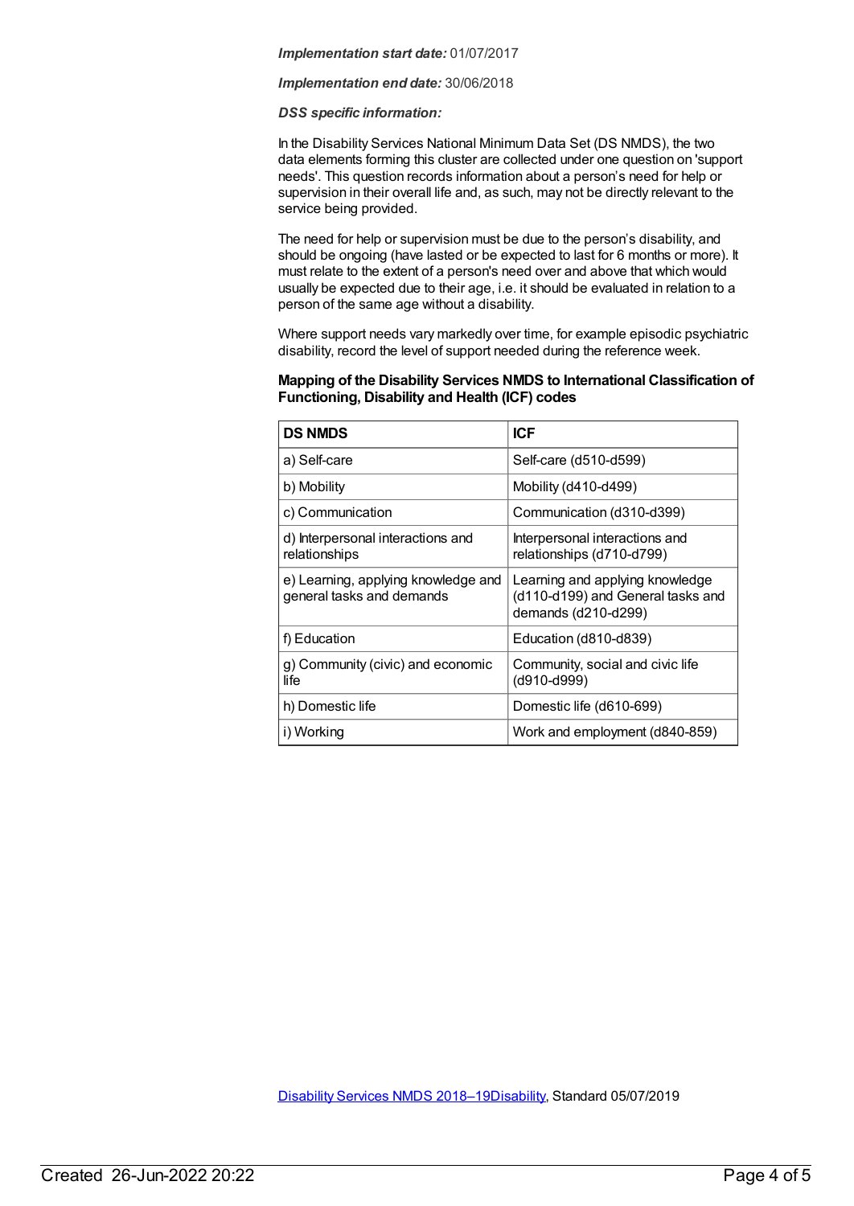*Implementation start date:* 01/07/2017

*Implementation end date:* 30/06/2018

***DSS specific information:***

In the Disability Services National Minimum Data Set (DS NMDS), the two data elements forming this cluster are collected under one question on 'support needs'. This question records information about a person's need for help or supervision in their overall life and, as such, may not be directly relevant to the service being provided.

The need for help or supervision must be due to the person's disability, and should be ongoing (have lasted or be expected to last for 6 months or more). It must relate to the extent of a person's need over and above that which would usually be expected due to their age, i.e. it should be evaluated in relation to a person of the same age without a disability.

Where support needs vary markedly over time, for example episodic psychiatric disability, record the level of support needed during the reference week.

**Mapping of the Disability Services NMDS to International Classification of Functioning, Disability and Health (ICF) codes**

| DS NMDS | ICF |
|---|---|
| a) Self-care | Self-care (d510-d599) |
| b) Mobility | Mobility (d410-d499) |
| c) Communication | Communication (d310-d399) |
| d) Interpersonal interactions and relationships | Interpersonal interactions and relationships (d710-d799) |
| e) Learning, applying knowledge and general tasks and demands | Learning and applying knowledge (d110-d199) and General tasks and demands (d210-d299) |
| f) Education | Education (d810-d839) |
| g) Community (civic) and economic life | Community, social and civic life (d910-d999) |
| h) Domestic life | Domestic life (d610-699) |
| i) Working | Work and employment (d840-859) |

Disability Services NMDS 2018–19Disability, Standard 05/07/2019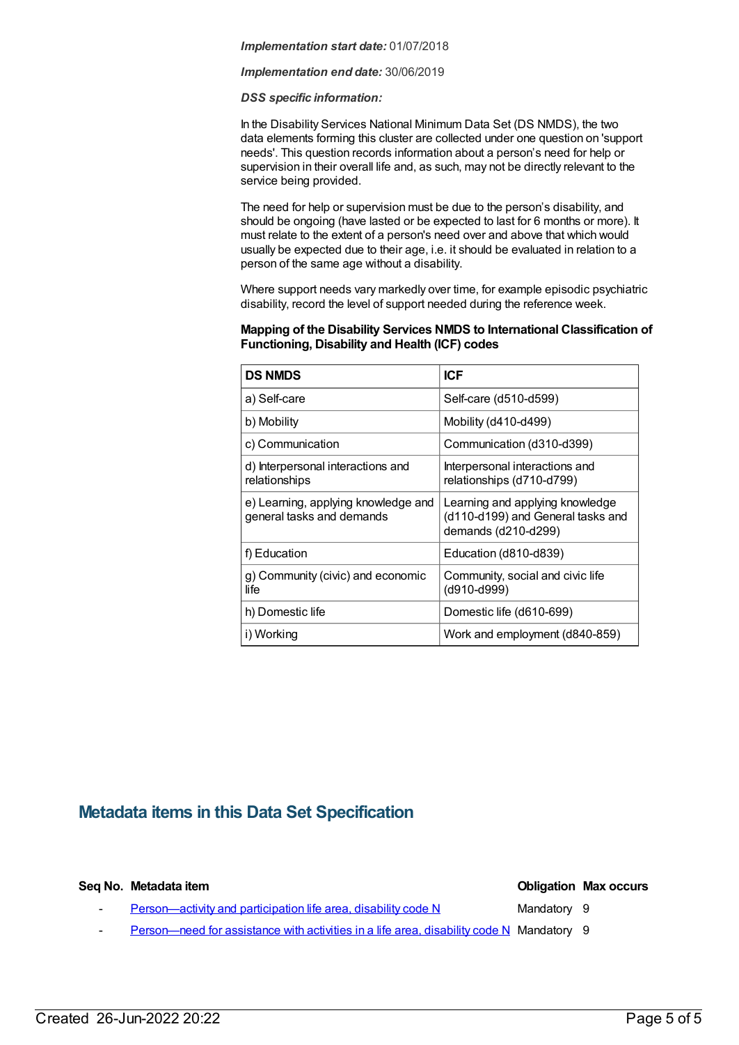***Implementation start date:*** 01/07/2018

***Implementation end date:*** 30/06/2019

***DSS specific information:***

In the Disability Services National Minimum Data Set (DS NMDS), the two data elements forming this cluster are collected under one question on 'support needs'. This question records information about a person's need for help or supervision in their overall life and, as such, may not be directly relevant to the service being provided.

The need for help or supervision must be due to the person's disability, and should be ongoing (have lasted or be expected to last for 6 months or more). It must relate to the extent of a person's need over and above that which would usually be expected due to their age, i.e. it should be evaluated in relation to a person of the same age without a disability.

Where support needs vary markedly over time, for example episodic psychiatric disability, record the level of support needed during the reference week.

**Mapping of the Disability Services NMDS to International Classification of Functioning, Disability and Health (ICF) codes**

| DS NMDS | ICF |
| --- | --- |
| a) Self-care | Self-care (d510-d599) |
| b) Mobility | Mobility (d410-d499) |
| c) Communication | Communication (d310-d399) |
| d) Interpersonal interactions and relationships | Interpersonal interactions and relationships (d710-d799) |
| e) Learning, applying knowledge and general tasks and demands | Learning and applying knowledge (d110-d199) and General tasks and demands (d210-d299) |
| f) Education | Education (d810-d839) |
| g) Community (civic) and economic life | Community, social and civic life (d910-d999) |
| h) Domestic life | Domestic life (d610-699) |
| i) Working | Work and employment (d840-859) |

## Metadata items in this Data Set Specification

| Seq No. | Metadata item | Obligation | Max occurs |
| --- | --- | --- | --- |
| - | Person—activity and participation life area, disability code N | Mandatory | 9 |
| - | Person—need for assistance with activities in a life area, disability code N | Mandatory | 9 |